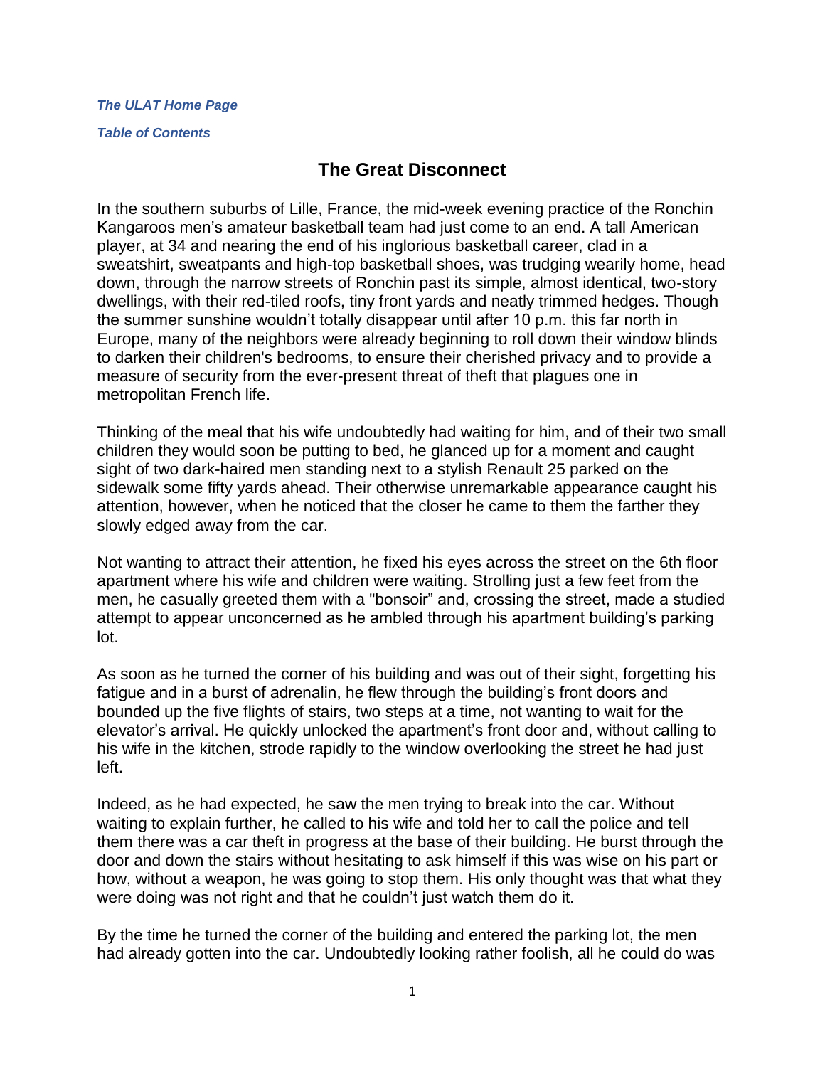*The ULAT Home Page*

*Table of Contents*

# The Great Disconnect

In the southern suburbs of Lille, France, the mid-week evening practice of the Ronchin Kangaroos men's amateur basketball team had just come to an end. A tall American player, at 34 and nearing the end of his inglorious basketball career, clad in a sweatshirt, sweatpants and high-top basketball shoes, was trudging wearily home, head down, through the narrow streets of Ronchin past its simple, almost identical, two-story dwellings, with their red-tiled roofs, tiny front yards and neatly trimmed hedges. Though the summer sunshine wouldn't totally disappear until after 10 p.m. this far north in Europe, many of the neighbors were already beginning to roll down their window blinds to darken their children's bedrooms, to ensure their cherished privacy and to provide a measure of security from the ever-present threat of theft that plagues one in metropolitan French life.

Thinking of the meal that his wife undoubtedly had waiting for him, and of their two small children they would soon be putting to bed, he glanced up for a moment and caught sight of two dark-haired men standing next to a stylish Renault 25 parked on the sidewalk some fifty yards ahead. Their otherwise unremarkable appearance caught his attention, however, when he noticed that the closer he came to them the farther they slowly edged away from the car.

Not wanting to attract their attention, he fixed his eyes across the street on the 6th floor apartment where his wife and children were waiting. Strolling just a few feet from the men, he casually greeted them with a "bonsoir" and, crossing the street, made a studied attempt to appear unconcerned as he ambled through his apartment building's parking lot.

As soon as he turned the corner of his building and was out of their sight, forgetting his fatigue and in a burst of adrenalin, he flew through the building's front doors and bounded up the five flights of stairs, two steps at a time, not wanting to wait for the elevator's arrival. He quickly unlocked the apartment's front door and, without calling to his wife in the kitchen, strode rapidly to the window overlooking the street he had just left.

Indeed, as he had expected, he saw the men trying to break into the car. Without waiting to explain further, he called to his wife and told her to call the police and tell them there was a car theft in progress at the base of their building. He burst through the door and down the stairs without hesitating to ask himself if this was wise on his part or how, without a weapon, he was going to stop them. His only thought was that what they were doing was not right and that he couldn't just watch them do it.

By the time he turned the corner of the building and entered the parking lot, the men had already gotten into the car. Undoubtedly looking rather foolish, all he could do was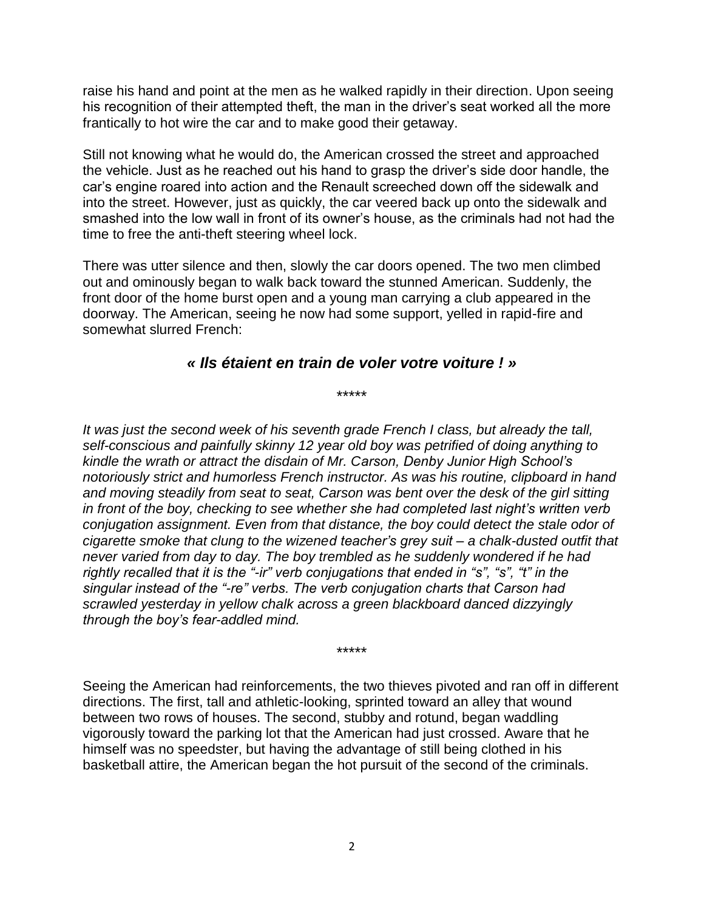raise his hand and point at the men as he walked rapidly in their direction. Upon seeing his recognition of their attempted theft, the man in the driver's seat worked all the more frantically to hot wire the car and to make good their getaway.

Still not knowing what he would do, the American crossed the street and approached the vehicle. Just as he reached out his hand to grasp the driver's side door handle, the car's engine roared into action and the Renault screeched down off the sidewalk and into the street. However, just as quickly, the car veered back up onto the sidewalk and smashed into the low wall in front of its owner's house, as the criminals had not had the time to free the anti-theft steering wheel lock.

There was utter silence and then, slowly the car doors opened. The two men climbed out and ominously began to walk back toward the stunned American. Suddenly, the front door of the home burst open and a young man carrying a club appeared in the doorway. The American, seeing he now had some support, yelled in rapid-fire and somewhat slurred French:

***« Ils étaient en train de voler votre voiture ! »***

*****

*It was just the second week of his seventh grade French I class, but already the tall, self-conscious and painfully skinny 12 year old boy was petrified of doing anything to kindle the wrath or attract the disdain of Mr. Carson, Denby Junior High School's notoriously strict and humorless French instructor. As was his routine, clipboard in hand and moving steadily from seat to seat, Carson was bent over the desk of the girl sitting in front of the boy, checking to see whether she had completed last night's written verb conjugation assignment. Even from that distance, the boy could detect the stale odor of cigarette smoke that clung to the wizened teacher's grey suit – a chalk-dusted outfit that never varied from day to day. The boy trembled as he suddenly wondered if he had rightly recalled that it is the "-ir" verb conjugations that ended in "s", "s", "t" in the singular instead of the "-re" verbs. The verb conjugation charts that Carson had scrawled yesterday in yellow chalk across a green blackboard danced dizzyingly through the boy's fear-addled mind.*

*****

Seeing the American had reinforcements, the two thieves pivoted and ran off in different directions. The first, tall and athletic-looking, sprinted toward an alley that wound between two rows of houses. The second, stubby and rotund, began waddling vigorously toward the parking lot that the American had just crossed. Aware that he himself was no speedster, but having the advantage of still being clothed in his basketball attire, the American began the hot pursuit of the second of the criminals.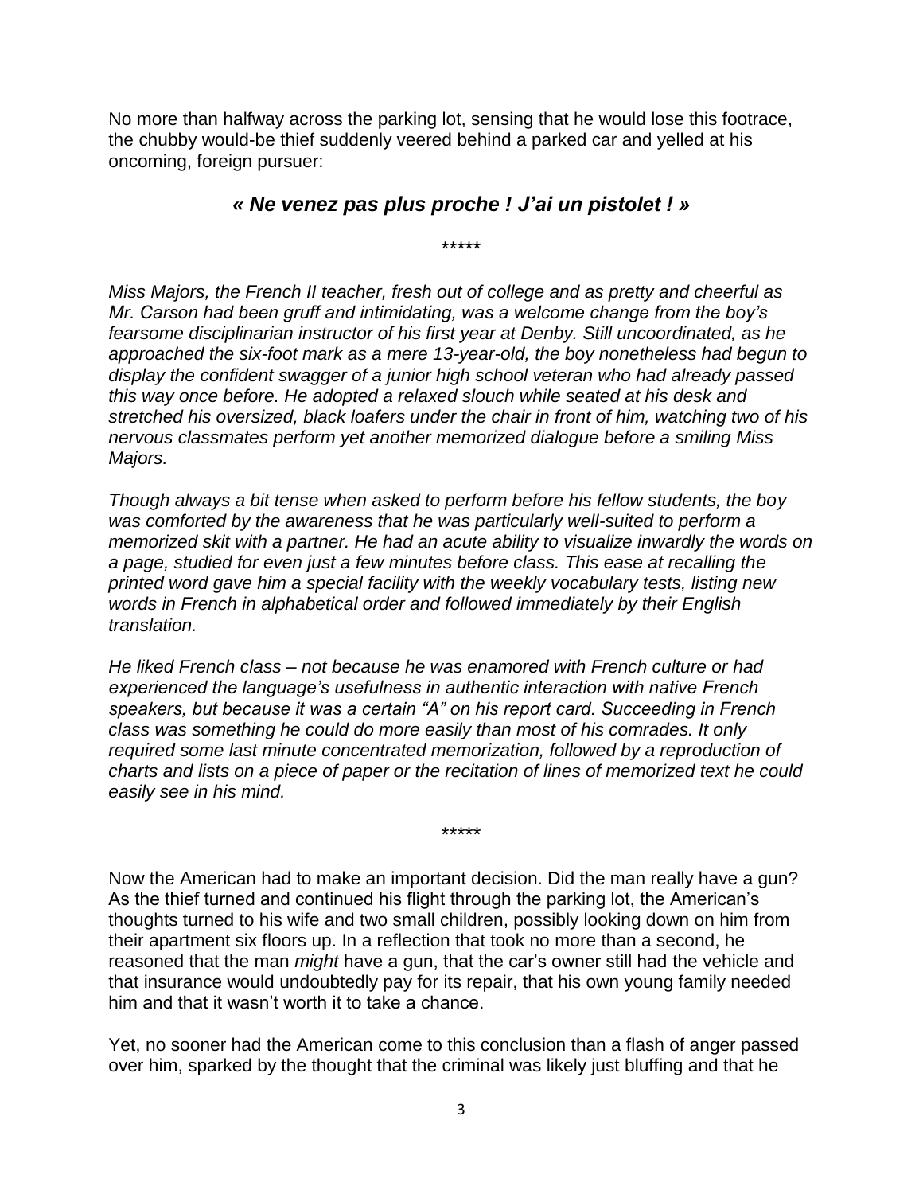No more than halfway across the parking lot, sensing that he would lose this footrace, the chubby would-be thief suddenly veered behind a parked car and yelled at his oncoming, foreign pursuer:

### *« Ne venez pas plus proche ! J'ai un pistolet ! »*

\*\*\*\*\*

*Miss Majors, the French II teacher, fresh out of college and as pretty and cheerful as Mr. Carson had been gruff and intimidating, was a welcome change from the boy's fearsome disciplinarian instructor of his first year at Denby. Still uncoordinated, as he approached the six-foot mark as a mere 13-year-old, the boy nonetheless had begun to display the confident swagger of a junior high school veteran who had already passed this way once before. He adopted a relaxed slouch while seated at his desk and stretched his oversized, black loafers under the chair in front of him, watching two of his nervous classmates perform yet another memorized dialogue before a smiling Miss Majors.*

*Though always a bit tense when asked to perform before his fellow students, the boy was comforted by the awareness that he was particularly well-suited to perform a memorized skit with a partner. He had an acute ability to visualize inwardly the words on a page, studied for even just a few minutes before class. This ease at recalling the printed word gave him a special facility with the weekly vocabulary tests, listing new words in French in alphabetical order and followed immediately by their English translation.*

*He liked French class – not because he was enamored with French culture or had experienced the language's usefulness in authentic interaction with native French speakers, but because it was a certain "A" on his report card. Succeeding in French class was something he could do more easily than most of his comrades. It only required some last minute concentrated memorization, followed by a reproduction of charts and lists on a piece of paper or the recitation of lines of memorized text he could easily see in his mind.*

\*\*\*\*\*

Now the American had to make an important decision. Did the man really have a gun? As the thief turned and continued his flight through the parking lot, the American's thoughts turned to his wife and two small children, possibly looking down on him from their apartment six floors up. In a reflection that took no more than a second, he reasoned that the man *might* have a gun, that the car's owner still had the vehicle and that insurance would undoubtedly pay for its repair, that his own young family needed him and that it wasn't worth it to take a chance.

Yet, no sooner had the American come to this conclusion than a flash of anger passed over him, sparked by the thought that the criminal was likely just bluffing and that he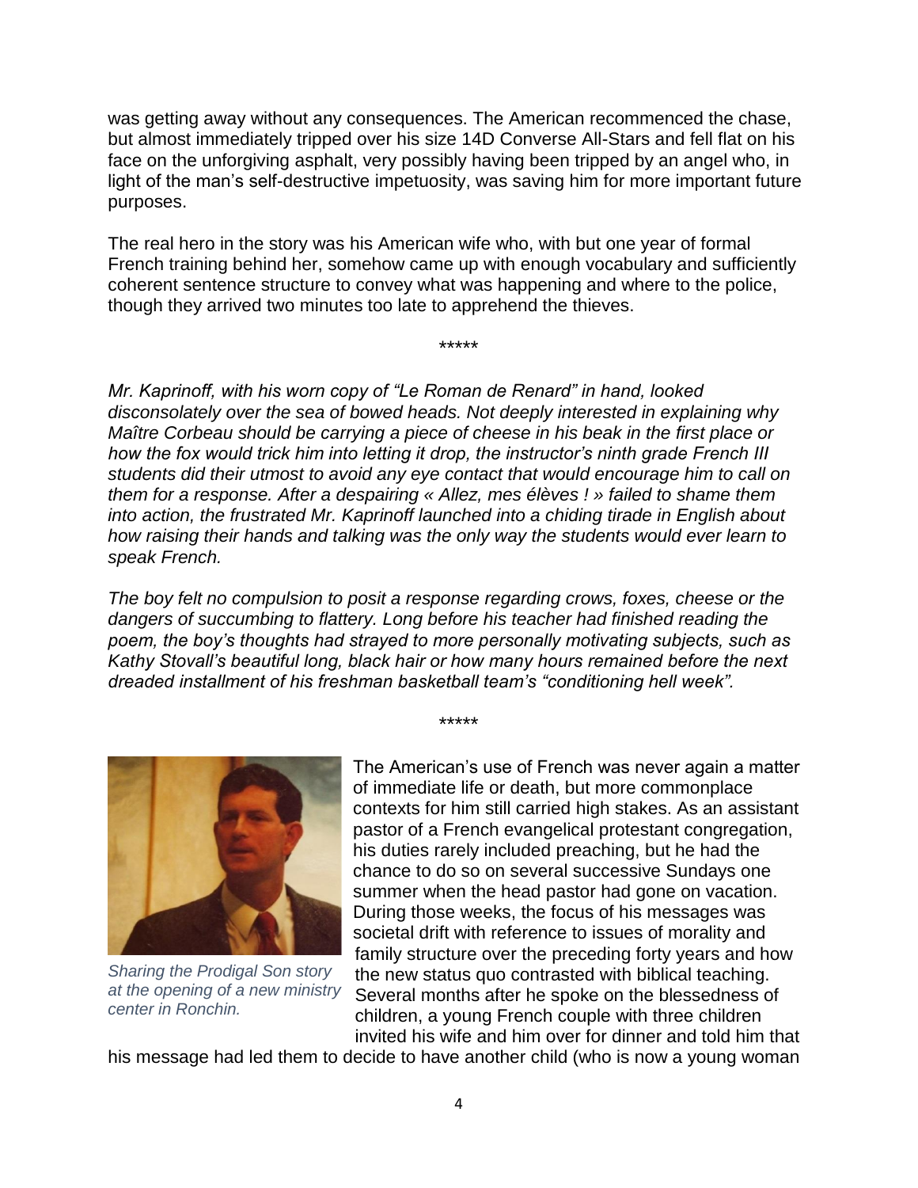was getting away without any consequences. The American recommenced the chase, but almost immediately tripped over his size 14D Converse All-Stars and fell flat on his face on the unforgiving asphalt, very possibly having been tripped by an angel who, in light of the man's self-destructive impetuosity, was saving him for more important future purposes.

The real hero in the story was his American wife who, with but one year of formal French training behind her, somehow came up with enough vocabulary and sufficiently coherent sentence structure to convey what was happening and where to the police, though they arrived two minutes too late to apprehend the thieves.

*****

*Mr. Kaprinoff, with his worn copy of "Le Roman de Renard" in hand, looked disconsolately over the sea of bowed heads. Not deeply interested in explaining why Maître Corbeau should be carrying a piece of cheese in his beak in the first place or how the fox would trick him into letting it drop, the instructor's ninth grade French III students did their utmost to avoid any eye contact that would encourage him to call on them for a response. After a despairing « Allez, mes élèves ! » failed to shame them into action, the frustrated Mr. Kaprinoff launched into a chiding tirade in English about how raising their hands and talking was the only way the students would ever learn to speak French.*

*The boy felt no compulsion to posit a response regarding crows, foxes, cheese or the dangers of succumbing to flattery. Long before his teacher had finished reading the poem, the boy's thoughts had strayed to more personally motivating subjects, such as Kathy Stovall's beautiful long, black hair or how many hours remained before the next dreaded installment of his freshman basketball team's "conditioning hell week".*

*****

*Sharing the Prodigal Son story at the opening of a new ministry center in Ronchin.*

The American's use of French was never again a matter of immediate life or death, but more commonplace contexts for him still carried high stakes. As an assistant pastor of a French evangelical protestant congregation, his duties rarely included preaching, but he had the chance to do so on several successive Sundays one summer when the head pastor had gone on vacation. During those weeks, the focus of his messages was societal drift with reference to issues of morality and family structure over the preceding forty years and how the new status quo contrasted with biblical teaching. Several months after he spoke on the blessedness of children, a young French couple with three children invited his wife and him over for dinner and told him that his message had led them to decide to have another child (who is now a young woman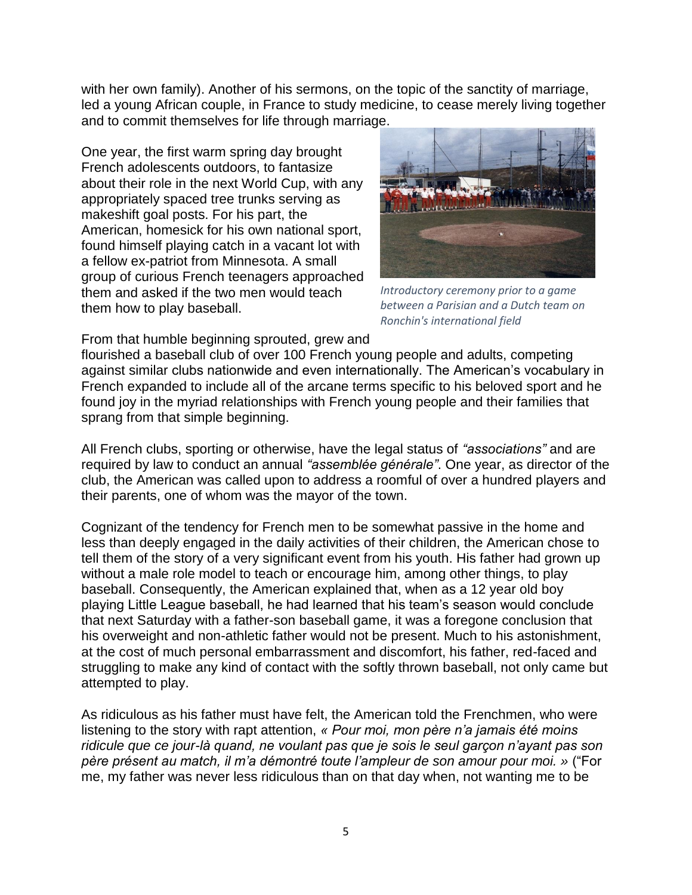with her own family). Another of his sermons, on the topic of the sanctity of marriage, led a young African couple, in France to study medicine, to cease merely living together and to commit themselves for life through marriage.

One year, the first warm spring day brought French adolescents outdoors, to fantasize about their role in the next World Cup, with any appropriately spaced tree trunks serving as makeshift goal posts. For his part, the American, homesick for his own national sport, found himself playing catch in a vacant lot with a fellow ex-patriot from Minnesota. A small group of curious French teenagers approached them and asked if the two men would teach them how to play baseball.

*Introductory ceremony prior to a game between a Parisian and a Dutch team on Ronchin's international field*

From that humble beginning sprouted, grew and flourished a baseball club of over 100 French young people and adults, competing against similar clubs nationwide and even internationally. The American's vocabulary in French expanded to include all of the arcane terms specific to his beloved sport and he found joy in the myriad relationships with French young people and their families that sprang from that simple beginning.

All French clubs, sporting or otherwise, have the legal status of *"associations"* and are required by law to conduct an annual *"assemblée générale"*. One year, as director of the club, the American was called upon to address a roomful of over a hundred players and their parents, one of whom was the mayor of the town.

Cognizant of the tendency for French men to be somewhat passive in the home and less than deeply engaged in the daily activities of their children, the American chose to tell them of the story of a very significant event from his youth. His father had grown up without a male role model to teach or encourage him, among other things, to play baseball. Consequently, the American explained that, when as a 12 year old boy playing Little League baseball, he had learned that his team's season would conclude that next Saturday with a father-son baseball game, it was a foregone conclusion that his overweight and non-athletic father would not be present. Much to his astonishment, at the cost of much personal embarrassment and discomfort, his father, red-faced and struggling to make any kind of contact with the softly thrown baseball, not only came but attempted to play.

As ridiculous as his father must have felt, the American told the Frenchmen, who were listening to the story with rapt attention, *« Pour moi, mon père n'a jamais été moins ridicule que ce jour-là quand, ne voulant pas que je sois le seul garçon n'ayant pas son père présent au match, il m'a démontré toute l'ampleur de son amour pour moi. »* ("For me, my father was never less ridiculous than on that day when, not wanting me to be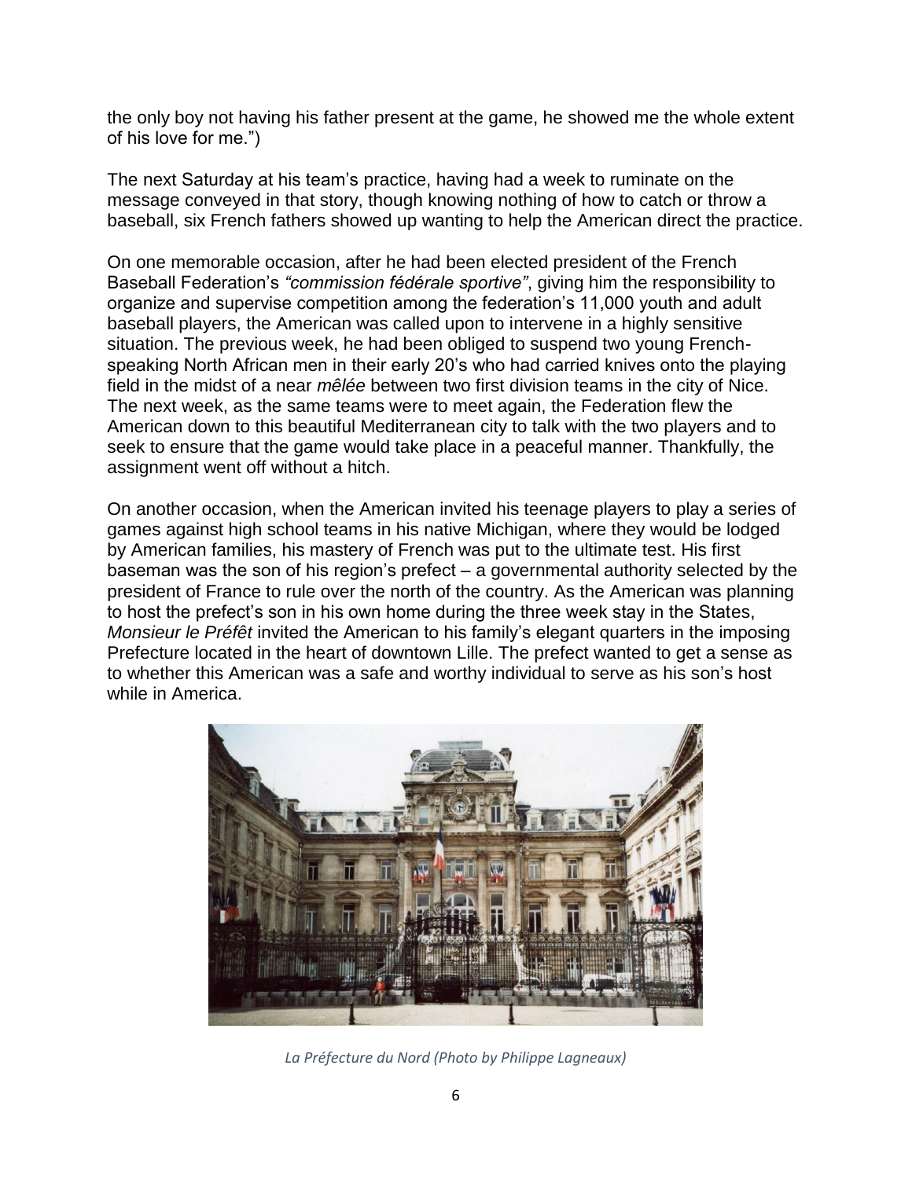the only boy not having his father present at the game, he showed me the whole extent of his love for me.")

The next Saturday at his team's practice, having had a week to ruminate on the message conveyed in that story, though knowing nothing of how to catch or throw a baseball, six French fathers showed up wanting to help the American direct the practice.

On one memorable occasion, after he had been elected president of the French Baseball Federation's *"commission fédérale sportive"*, giving him the responsibility to organize and supervise competition among the federation's 11,000 youth and adult baseball players, the American was called upon to intervene in a highly sensitive situation. The previous week, he had been obliged to suspend two young French-speaking North African men in their early 20's who had carried knives onto the playing field in the midst of a near *mêlée* between two first division teams in the city of Nice. The next week, as the same teams were to meet again, the Federation flew the American down to this beautiful Mediterranean city to talk with the two players and to seek to ensure that the game would take place in a peaceful manner. Thankfully, the assignment went off without a hitch.

On another occasion, when the American invited his teenage players to play a series of games against high school teams in his native Michigan, where they would be lodged by American families, his mastery of French was put to the ultimate test. His first baseman was the son of his region's prefect – a governmental authority selected by the president of France to rule over the north of the country. As the American was planning to host the prefect's son in his own home during the three week stay in the States, *Monsieur le Préfêt* invited the American to his family's elegant quarters in the imposing Prefecture located in the heart of downtown Lille. The prefect wanted to get a sense as to whether this American was a safe and worthy individual to serve as his son's host while in America.

*La Préfecture du Nord (Photo by Philippe Lagneaux)*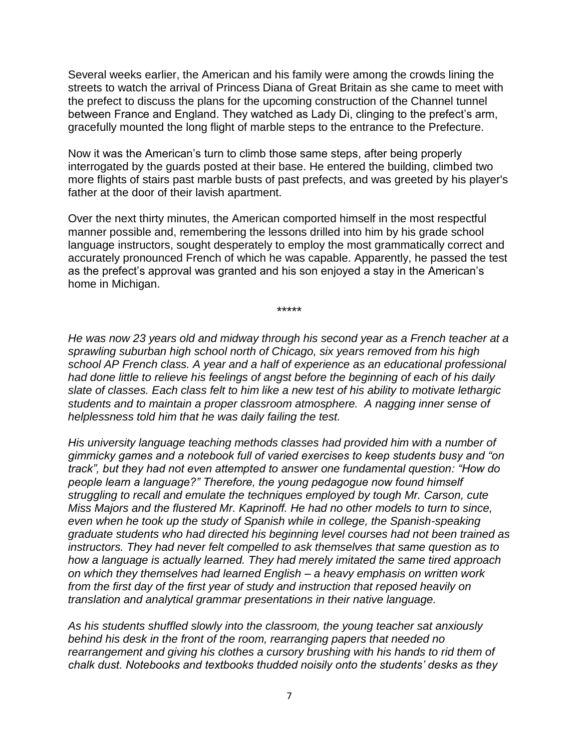Several weeks earlier, the American and his family were among the crowds lining the streets to watch the arrival of Princess Diana of Great Britain as she came to meet with the prefect to discuss the plans for the upcoming construction of the Channel tunnel between France and England. They watched as Lady Di, clinging to the prefect's arm, gracefully mounted the long flight of marble steps to the entrance to the Prefecture.

Now it was the American's turn to climb those same steps, after being properly interrogated by the guards posted at their base. He entered the building, climbed two more flights of stairs past marble busts of past prefects, and was greeted by his player's father at the door of their lavish apartment.

Over the next thirty minutes, the American comported himself in the most respectful manner possible and, remembering the lessons drilled into him by his grade school language instructors, sought desperately to employ the most grammatically correct and accurately pronounced French of which he was capable. Apparently, he passed the test as the prefect's approval was granted and his son enjoyed a stay in the American's home in Michigan.

\*\*\*\*\*

*He was now 23 years old and midway through his second year as a French teacher at a sprawling suburban high school north of Chicago, six years removed from his high school AP French class. A year and a half of experience as an educational professional had done little to relieve his feelings of angst before the beginning of each of his daily slate of classes. Each class felt to him like a new test of his ability to motivate lethargic students and to maintain a proper classroom atmosphere. A nagging inner sense of helplessness told him that he was daily failing the test.*

*His university language teaching methods classes had provided him with a number of gimmicky games and a notebook full of varied exercises to keep students busy and "on track", but they had not even attempted to answer one fundamental question: "How do people learn a language?" Therefore, the young pedagogue now found himself struggling to recall and emulate the techniques employed by tough Mr. Carson, cute Miss Majors and the flustered Mr. Kaprinoff. He had no other models to turn to since, even when he took up the study of Spanish while in college, the Spanish-speaking graduate students who had directed his beginning level courses had not been trained as instructors. They had never felt compelled to ask themselves that same question as to how a language is actually learned. They had merely imitated the same tired approach on which they themselves had learned English – a heavy emphasis on written work from the first day of the first year of study and instruction that reposed heavily on translation and analytical grammar presentations in their native language.*

*As his students shuffled slowly into the classroom, the young teacher sat anxiously behind his desk in the front of the room, rearranging papers that needed no rearrangement and giving his clothes a cursory brushing with his hands to rid them of chalk dust. Notebooks and textbooks thudded noisily onto the students' desks as they*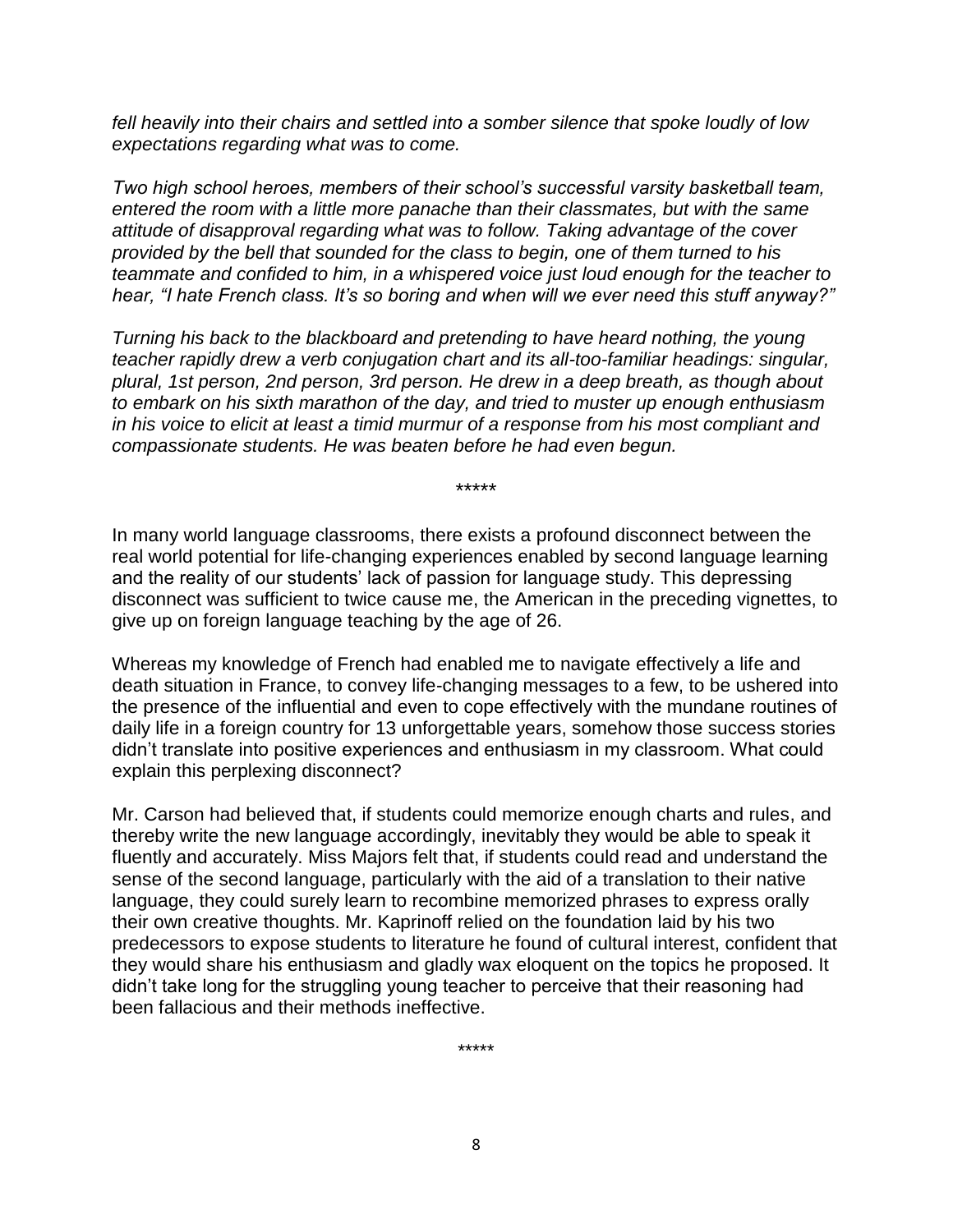*fell heavily into their chairs and settled into a somber silence that spoke loudly of low expectations regarding what was to come.*

*Two high school heroes, members of their school's successful varsity basketball team, entered the room with a little more panache than their classmates, but with the same attitude of disapproval regarding what was to follow. Taking advantage of the cover provided by the bell that sounded for the class to begin, one of them turned to his teammate and confided to him, in a whispered voice just loud enough for the teacher to hear, "I hate French class. It's so boring and when will we ever need this stuff anyway?"*

*Turning his back to the blackboard and pretending to have heard nothing, the young teacher rapidly drew a verb conjugation chart and its all-too-familiar headings: singular, plural, 1st person, 2nd person, 3rd person. He drew in a deep breath, as though about to embark on his sixth marathon of the day, and tried to muster up enough enthusiasm in his voice to elicit at least a timid murmur of a response from his most compliant and compassionate students. He was beaten before he had even begun.*

*****

In many world language classrooms, there exists a profound disconnect between the real world potential for life-changing experiences enabled by second language learning and the reality of our students' lack of passion for language study. This depressing disconnect was sufficient to twice cause me, the American in the preceding vignettes, to give up on foreign language teaching by the age of 26.

Whereas my knowledge of French had enabled me to navigate effectively a life and death situation in France, to convey life-changing messages to a few, to be ushered into the presence of the influential and even to cope effectively with the mundane routines of daily life in a foreign country for 13 unforgettable years, somehow those success stories didn't translate into positive experiences and enthusiasm in my classroom. What could explain this perplexing disconnect?

Mr. Carson had believed that, if students could memorize enough charts and rules, and thereby write the new language accordingly, inevitably they would be able to speak it fluently and accurately. Miss Majors felt that, if students could read and understand the sense of the second language, particularly with the aid of a translation to their native language, they could surely learn to recombine memorized phrases to express orally their own creative thoughts. Mr. Kaprinoff relied on the foundation laid by his two predecessors to expose students to literature he found of cultural interest, confident that they would share his enthusiasm and gladly wax eloquent on the topics he proposed. It didn't take long for the struggling young teacher to perceive that their reasoning had been fallacious and their methods ineffective.

*****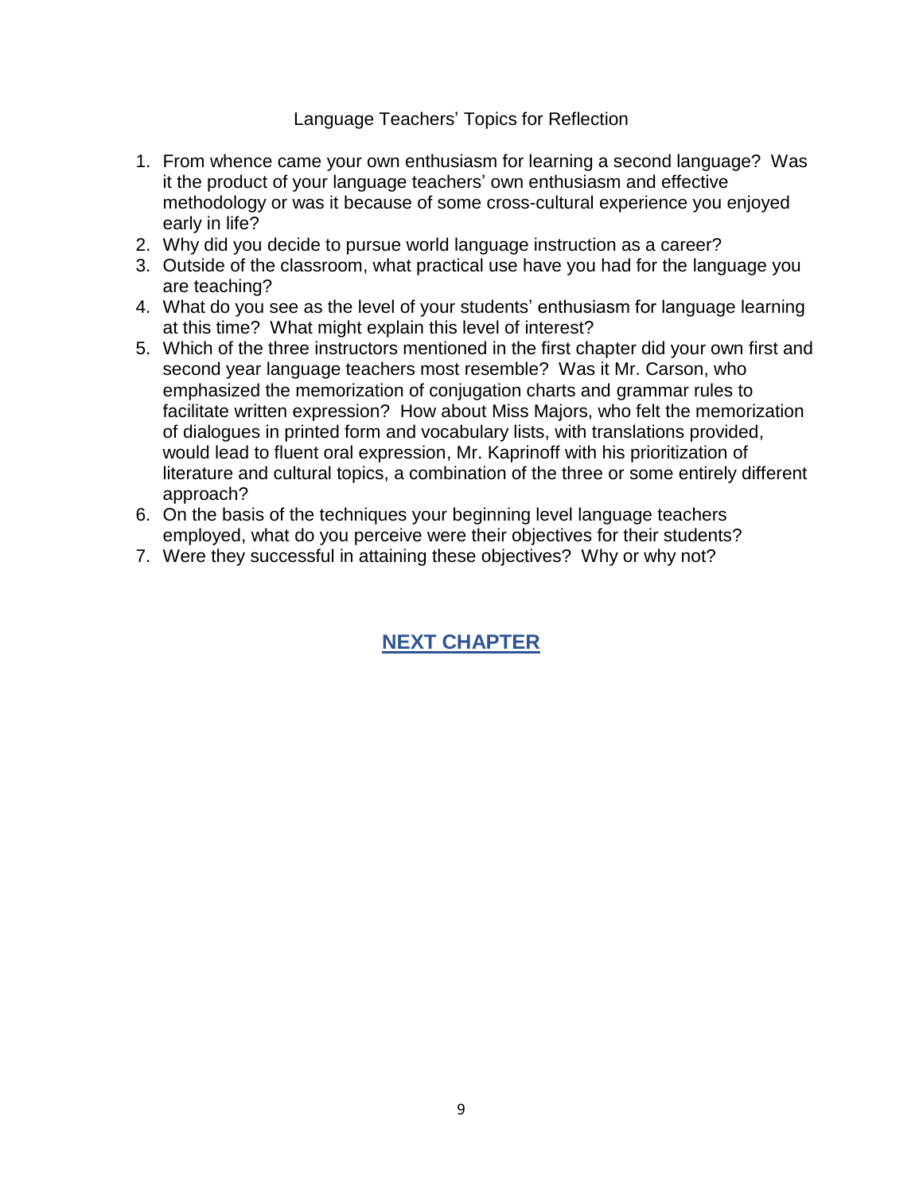## Language Teachers' Topics for Reflection

1. From whence came your own enthusiasm for learning a second language? Was it the product of your language teachers' own enthusiasm and effective methodology or was it because of some cross-cultural experience you enjoyed early in life?
2. Why did you decide to pursue world language instruction as a career?
3. Outside of the classroom, what practical use have you had for the language you are teaching?
4. What do you see as the level of your students' enthusiasm for language learning at this time? What might explain this level of interest?
5. Which of the three instructors mentioned in the first chapter did your own first and second year language teachers most resemble? Was it Mr. Carson, who emphasized the memorization of conjugation charts and grammar rules to facilitate written expression? How about Miss Majors, who felt the memorization of dialogues in printed form and vocabulary lists, with translations provided, would lead to fluent oral expression, Mr. Kaprinoff with his prioritization of literature and cultural topics, a combination of the three or some entirely different approach?
6. On the basis of the techniques your beginning level language teachers employed, what do you perceive were their objectives for their students?
7. Were they successful in attaining these objectives? Why or why not?

**NEXT CHAPTER**